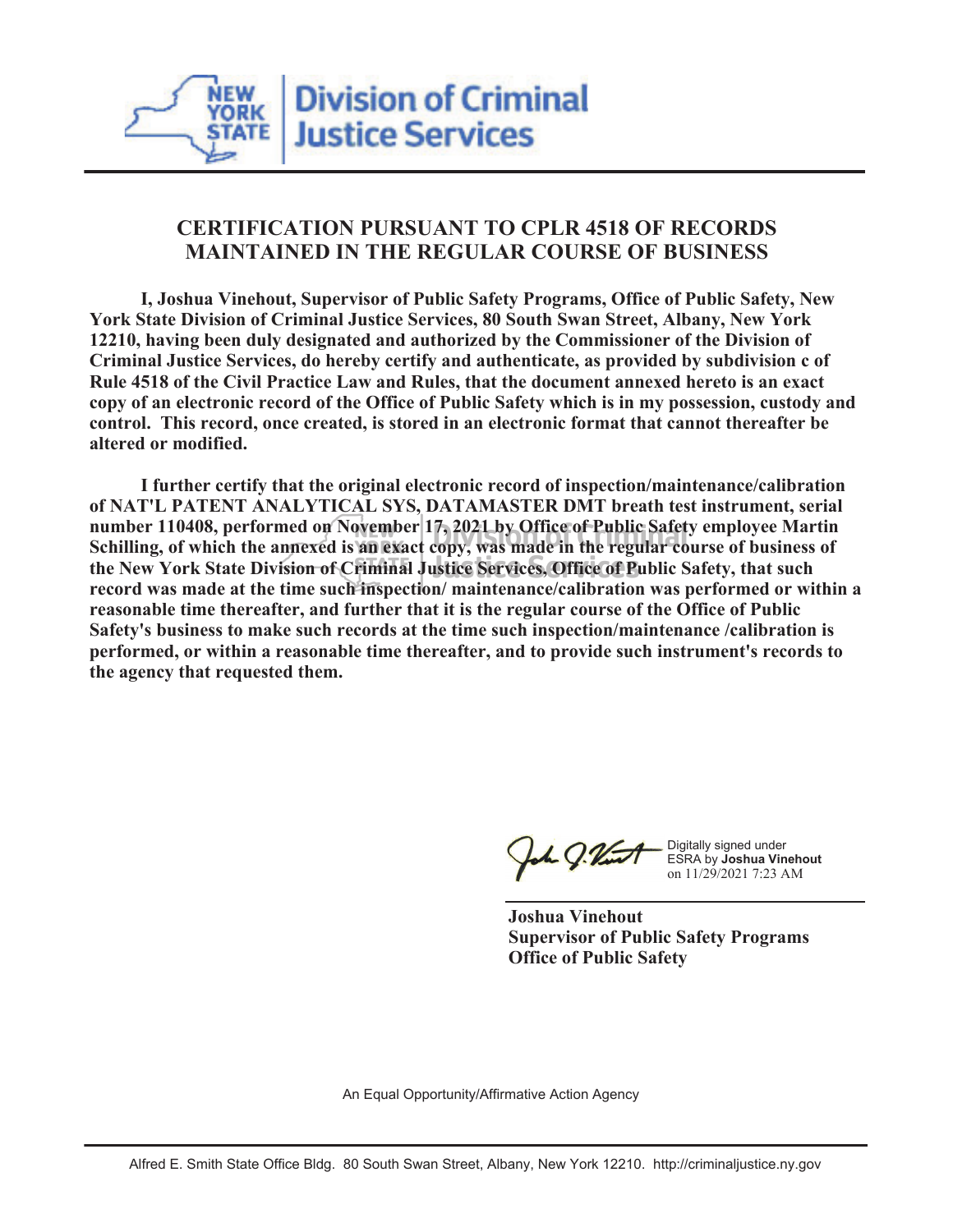# Division of Criminal Justice Services

## CERTIFICATION PURSUANT TO CPLR 4518 OF RECORDS MAINTAINED IN THE REGULAR COURSE OF BUSINESS

**I, Joshua Vinehout, Supervisor of Public Safety Programs, Office of Public Safety, New York State Division of Criminal Justice Services, 80 South Swan Street, Albany, New York 12210, having been duly designated and authorized by the Commissioner of the Division of Criminal Justice Services, do hereby certify and authenticate, as provided by subdivision c of Rule 4518 of the Civil Practice Law and Rules, that the document annexed hereto is an exact copy of an electronic record of the Office of Public Safety which is in my possession, custody and control. This record, once created, is stored in an electronic format that cannot thereafter be altered or modified.**

**I further certify that the original electronic record of inspection/maintenance/calibration of NAT'L PATENT ANALYTICAL SYS, DATAMASTER DMT breath test instrument, serial number 110408, performed on November 17, 2021 by Office of Public Safety employee Martin Schilling, of which the annexed is an exact copy, was made in the regular course of business of the New York State Division of Criminal Justice Services, Office of Public Safety, that such record was made at the time such inspection/ maintenance/calibration was performed or within a reasonable time thereafter, and further that it is the regular course of the Office of Public Safety's business to make such records at the time such inspection/maintenance /calibration is performed, or within a reasonable time thereafter, and to provide such instrument's records to the agency that requested them.**

Digitally signed under ESRA by **Joshua Vinehout** on 11/29/2021 7:23 AM

**Joshua Vinehout**
**Supervisor of Public Safety Programs**
**Office of Public Safety**

An Equal Opportunity/Affirmative Action Agency

Alfred E. Smith State Office Bldg. 80 South Swan Street, Albany, New York 12210. http://criminaljustice.ny.gov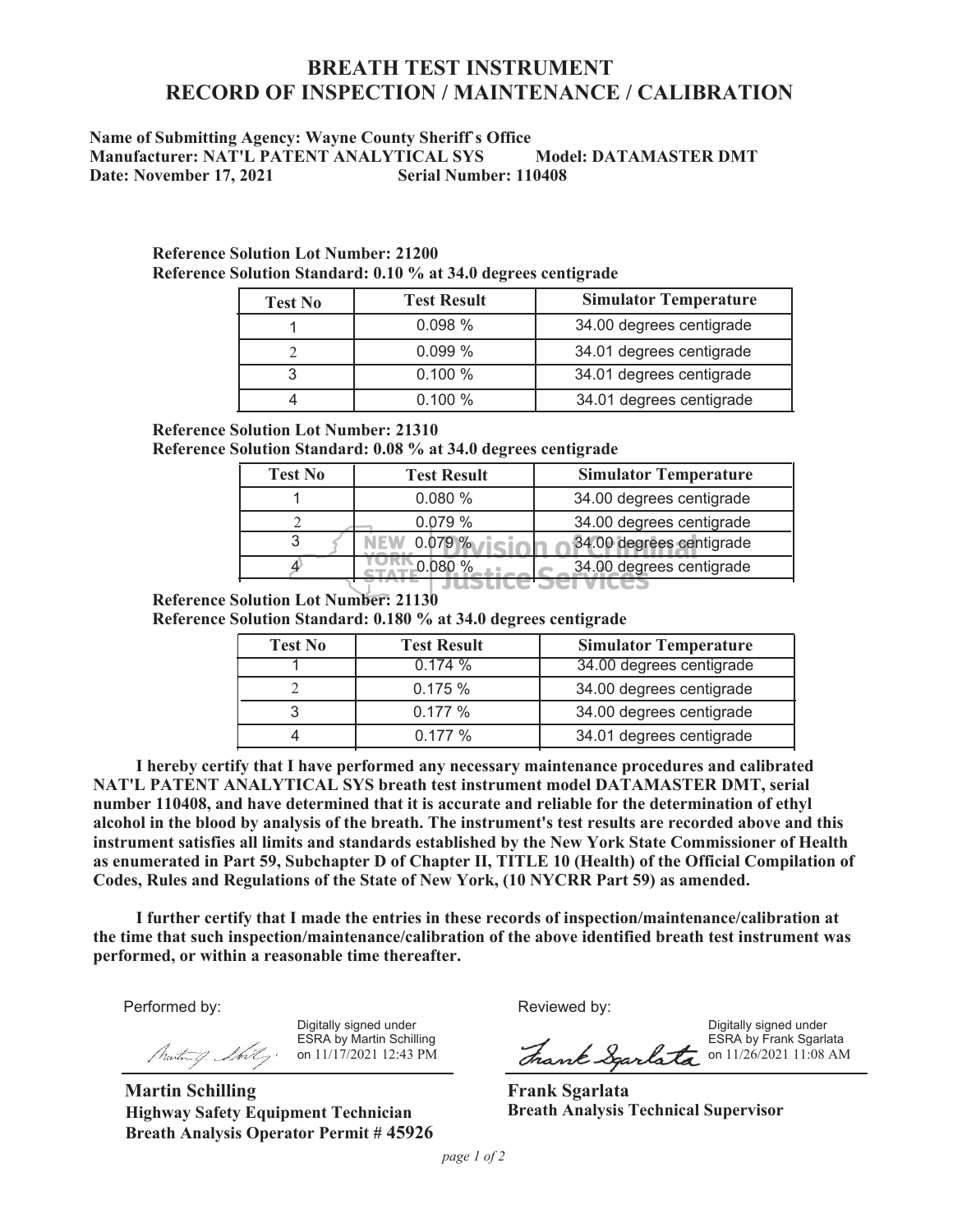# BREATH TEST INSTRUMENT
# RECORD OF INSPECTION / MAINTENANCE / CALIBRATION

**Name of Submitting Agency: Wayne County Sheriff`s Office**
**Manufacturer: NAT'L PATENT ANALYTICAL SYS Model: DATAMASTER DMT**
**Date: November 17, 2021 Serial Number: 110408**

**Reference Solution Lot Number: 21200**
**Reference Solution Standard: 0.10 % at 34.0 degrees centigrade**

| Test No | Test Result | Simulator Temperature |
|---|---|---|
| 1 | 0.098 % | 34.00 degrees centigrade |
| 2 | 0.099 % | 34.01 degrees centigrade |
| 3 | 0.100 % | 34.01 degrees centigrade |
| 4 | 0.100 % | 34.01 degrees centigrade |

**Reference Solution Lot Number: 21310**
**Reference Solution Standard: 0.08 % at 34.0 degrees centigrade**

| Test No | Test Result | Simulator Temperature |
|---|---|---|
| 1 | 0.080 % | 34.00 degrees centigrade |
| 2 | 0.079 % | 34.00 degrees centigrade |
| 3 | 0.079 % | 34.00 degrees centigrade |
| 4 | 0.080 % | 34.00 degrees centigrade |

**Reference Solution Lot Number: 21130**
**Reference Solution Standard: 0.180 % at 34.0 degrees centigrade**

| Test No | Test Result | Simulator Temperature |
|---|---|---|
| 1 | 0.174 % | 34.00 degrees centigrade |
| 2 | 0.175 % | 34.00 degrees centigrade |
| 3 | 0.177 % | 34.00 degrees centigrade |
| 4 | 0.177 % | 34.01 degrees centigrade |

**I hereby certify that I have performed any necessary maintenance procedures and calibrated NAT'L PATENT ANALYTICAL SYS breath test instrument model DATAMASTER DMT, serial number 110408, and have determined that it is accurate and reliable for the determination of ethyl alcohol in the blood by analysis of the breath. The instrument's test results are recorded above and this instrument satisfies all limits and standards established by the New York State Commissioner of Health as enumerated in Part 59, Subchapter D of Chapter II, TITLE 10 (Health) of the Official Compilation of Codes, Rules and Regulations of the State of New York, (10 NYCRR Part 59) as amended.**

**I further certify that I made the entries in these records of inspection/maintenance/calibration at the time that such inspection/maintenance/calibration of the above identified breath test instrument was performed, or within a reasonable time thereafter.**

Performed by:

Digitally signed under ESRA by Martin Schilling on 11/17/2021 12:43 PM

**Martin Schilling**
**Highway Safety Equipment Technician**
**Breath Analysis Operator Permit # 45926**

Reviewed by:

Digitally signed under ESRA by Frank Sgarlata on 11/26/2021 11:08 AM

**Frank Sgarlata**
**Breath Analysis Technical Supervisor**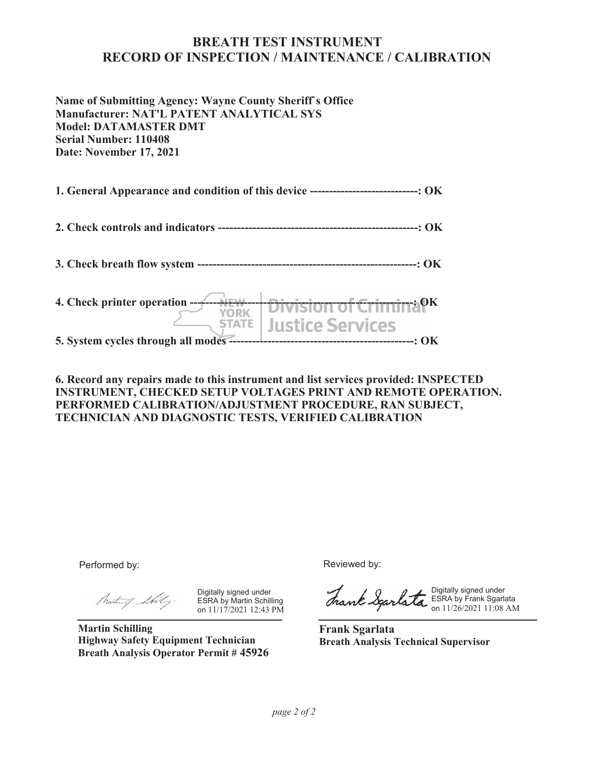# BREATH TEST INSTRUMENT
# RECORD OF INSPECTION / MAINTENANCE / CALIBRATION

**Name of Submitting Agency: Wayne County Sheriff`s Office**
**Manufacturer: NAT'L PATENT ANALYTICAL SYS**
**Model: DATAMASTER DMT**
**Serial Number: 110408**
**Date: November 17, 2021**

**1. General Appearance and condition of this device ----------------------------: OK**

**2. Check controls and indicators --------------------------------------------------: OK**

**3. Check breath flow system --------------------------------------------------------: OK**

**4. Check printer operation ----------------------------------------------------------: OK**

NEW YORK STATE | Division of Criminal Justice Services

**5. System cycles through all modes ---------------------------------------------: OK**

**6. Record any repairs made to this instrument and list services provided: INSPECTED INSTRUMENT, CHECKED SETUP VOLTAGES PRINT AND REMOTE OPERATION. PERFORMED CALIBRATION/ADJUSTMENT PROCEDURE, RAN SUBJECT, TECHNICIAN AND DIAGNOSTIC TESTS, VERIFIED CALIBRATION**

Performed by:

Digitally signed under ESRA by Martin Schilling on 11/17/2021 12:43 PM

**Martin Schilling**
**Highway Safety Equipment Technician**
**Breath Analysis Operator Permit # 45926**

Reviewed by:

Digitally signed under ESRA by Frank Sgarlata on 11/26/2021 11:08 AM

**Frank Sgarlata**
**Breath Analysis Technical Supervisor**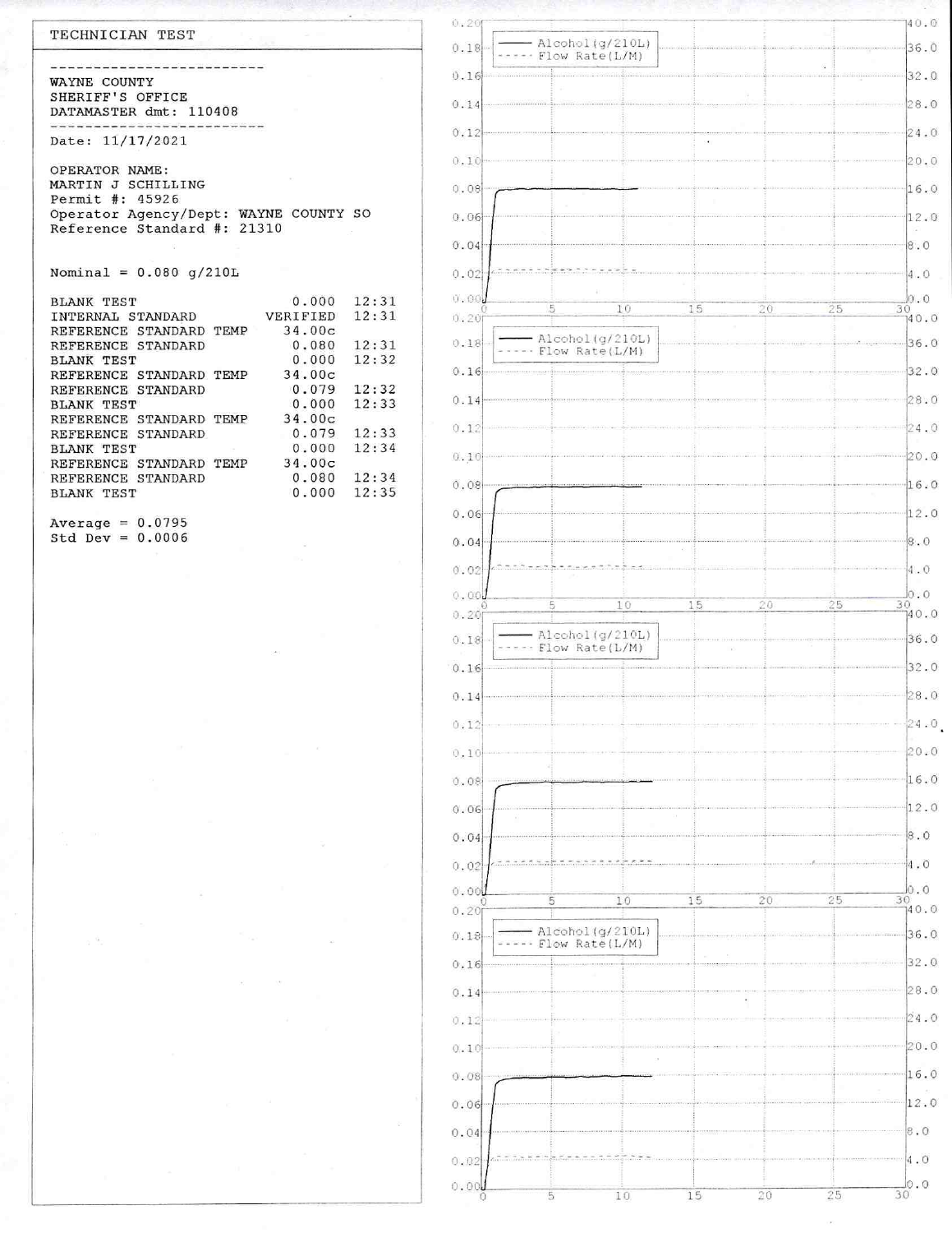TECHNICIAN TEST

-------------------------
WAYNE COUNTY
SHERIFF'S OFFICE
DATAMASTER dmt: 110408
-------------------------

Date: 11/17/2021

OPERATOR NAME:
MARTIN J SCHILLING
Permit #: 45926
Operator Agency/Dept: WAYNE COUNTY SO
Reference Standard #: 21310

Nominal = 0.080 g/210L

| | | |
|---|---|---|
| BLANK TEST | 0.000 | 12:31 |
| INTERNAL STANDARD | VERIFIED | 12:31 |
| REFERENCE STANDARD TEMP | 34.00c | |
| REFERENCE STANDARD | 0.080 | 12:31 |
| BLANK TEST | 0.000 | 12:32 |
| REFERENCE STANDARD TEMP | 34.00c | |
| REFERENCE STANDARD | 0.079 | 12:32 |
| BLANK TEST | 0.000 | 12:33 |
| REFERENCE STANDARD TEMP | 34.00c | |
| REFERENCE STANDARD | 0.079 | 12:33 |
| BLANK TEST | 0.000 | 12:34 |
| REFERENCE STANDARD TEMP | 34.00c | |
| REFERENCE STANDARD | 0.080 | 12:34 |
| BLANK TEST | 0.000 | 12:35 |

Average = 0.0795
Std Dev = 0.0006

Alcohol(g/210L)
Flow Rate(L/M)

Alcohol(g/210L)
Flow Rate(L/M)

Alcohol(g/210L)
Flow Rate(L/M)

Alcohol(g/210L)
Flow Rate(L/M)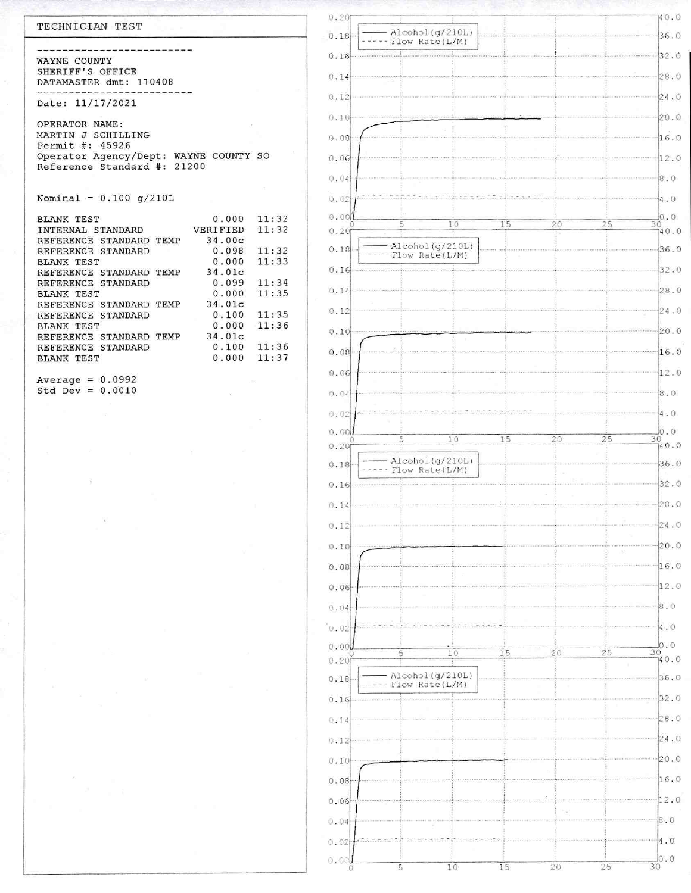TECHNICIAN TEST

---

WAYNE COUNTY
SHERIFF'S OFFICE
DATAMASTER dmt: 110408

---

Date: 11/17/2021

OPERATOR NAME:
MARTIN J SCHILLING
Permit #: 45926
Operator Agency/Dept: WAYNE COUNTY SO
Reference Standard #: 21200

Nominal = 0.100 g/210L

| | | |
|---|---|---|
| BLANK TEST | 0.000 | 11:32 |
| INTERNAL STANDARD | VERIFIED | 11:32 |
| REFERENCE STANDARD TEMP | 34.00c | |
| REFERENCE STANDARD | 0.098 | 11:32 |
| BLANK TEST | 0.000 | 11:33 |
| REFERENCE STANDARD TEMP | 34.01c | |
| REFERENCE STANDARD | 0.099 | 11:34 |
| BLANK TEST | 0.000 | 11:35 |
| REFERENCE STANDARD TEMP | 34.01c | |
| REFERENCE STANDARD | 0.100 | 11:35 |
| BLANK TEST | 0.000 | 11:36 |
| REFERENCE STANDARD TEMP | 34.01c | |
| REFERENCE STANDARD | 0.100 | 11:36 |
| BLANK TEST | 0.000 | 11:37 |

Average = 0.0992
Std Dev = 0.0010

Alcohol(g/210L)
Flow Rate(L/M)

Alcohol(g/210L)
Flow Rate(L/M)

Alcohol(g/210L)
Flow Rate(L/M)

Alcohol(g/210L)
Flow Rate(L/M)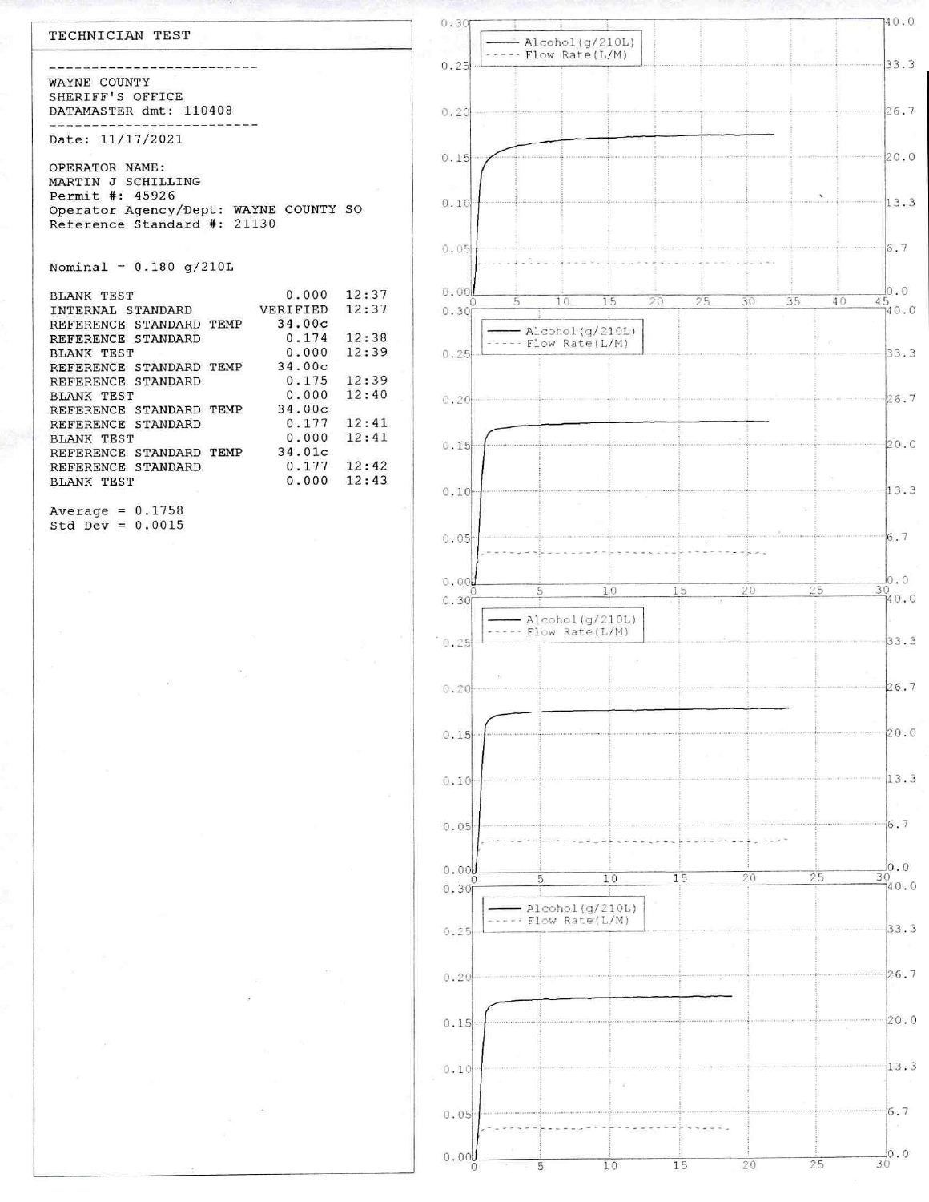## TECHNICIAN TEST

---

WAYNE COUNTY
SHERIFF'S OFFICE
DATAMASTER dmt: 110408

---

Date: 11/17/2021

OPERATOR NAME:
MARTIN J SCHILLING
Permit #: 45926
Operator Agency/Dept: WAYNE COUNTY SO
Reference Standard #: 21130

Nominal = 0.180 g/210L

| | | |
|---|---|---|
| BLANK TEST | 0.000 | 12:37 |
| INTERNAL STANDARD | VERIFIED | 12:37 |
| REFERENCE STANDARD TEMP | 34.00c | |
| REFERENCE STANDARD | 0.174 | 12:38 |
| BLANK TEST | 0.000 | 12:39 |
| REFERENCE STANDARD TEMP | 34.00c | |
| REFERENCE STANDARD | 0.175 | 12:39 |
| BLANK TEST | 0.000 | 12:40 |
| REFERENCE STANDARD TEMP | 34.00c | |
| REFERENCE STANDARD | 0.177 | 12:41 |
| BLANK TEST | 0.000 | 12:41 |
| REFERENCE STANDARD TEMP | 34.01c | |
| REFERENCE STANDARD | 0.177 | 12:42 |
| BLANK TEST | 0.000 | 12:43 |

Average = 0.1758
Std Dev = 0.0015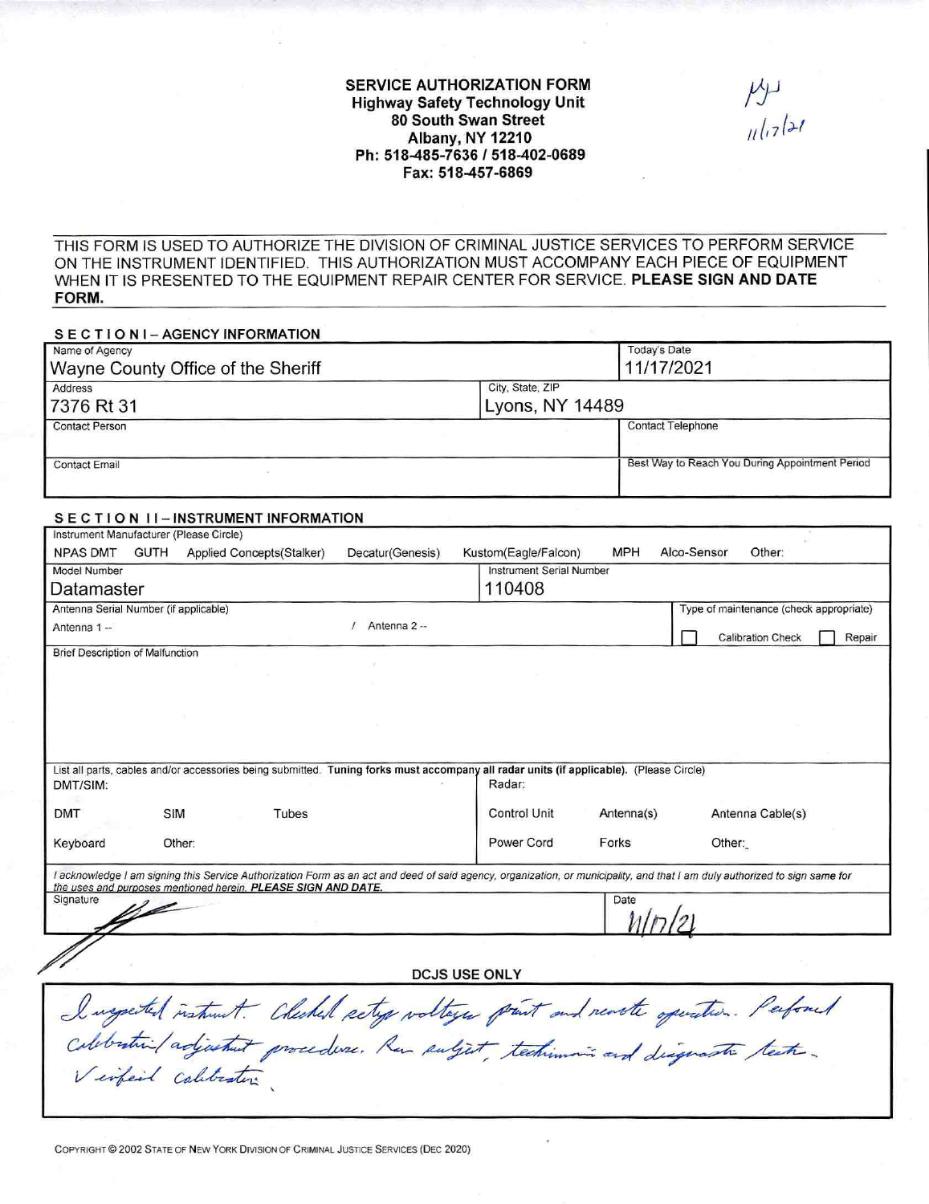**SERVICE AUTHORIZATION FORM**
**Highway Safety Technology Unit**
**80 South Swan Street**
**Albany, NY 12210**
**Ph: 518-485-7636 / 518-402-0689**
**Fax: 518-457-6869**

MJ
11/17/21

THIS FORM IS USED TO AUTHORIZE THE DIVISION OF CRIMINAL JUSTICE SERVICES TO PERFORM SERVICE ON THE INSTRUMENT IDENTIFIED. THIS AUTHORIZATION MUST ACCOMPANY EACH PIECE OF EQUIPMENT WHEN IT IS PRESENTED TO THE EQUIPMENT REPAIR CENTER FOR SERVICE. **PLEASE SIGN AND DATE FORM.**

## SECTION I – AGENCY INFORMATION

| | | |
|---|---|---|
| Name of Agency: Wayne County Office of the Sheriff | | Today's Date: 11/17/2021 |
| Address: 7376 Rt 31 | City, State, ZIP: Lyons, NY 14489 | |
| Contact Person: | | Contact Telephone: |
| Contact Email: | | Best Way to Reach You During Appointment Period: |

## SECTION II – INSTRUMENT INFORMATION

Instrument Manufacturer (Please Circle)
NPAS DMT GUTH Applied Concepts(Stalker) Decatur(Genesis) Kustom(Eagle/Falcon) MPH Alco-Sensor Other:

| | | |
|---|---|---|
| Model Number: Datamaster | Instrument Serial Number: 110408 | |
| Antenna Serial Number (if applicable): Antenna 1 -- / Antenna 2 -- | | Type of maintenance (check appropriate): ☐ Calibration Check ☐ Repair |

Brief Description of Malfunction:

List all parts, cables and/or accessories being submitted. **Tuning forks must accompany all radar units (if applicable).** (Please Circle)

| DMT/SIM: | | | Radar: | | |
|---|---|---|---|---|---|
| DMT | SIM | Tubes | Control Unit | Antenna(s) | Antenna Cable(s) |
| Keyboard | Other: | | Power Cord | Forks | Other:_ |

*I acknowledge I am signing this Service Authorization Form as an act and deed of said agency, organization, or municipality, and that I am duly authorized to sign same for the uses and purposes mentioned herein.* ***PLEASE SIGN AND DATE.***

| | |
|---|---|
| Signature: [signature] | Date: 11/17/21 |

**DCJS USE ONLY**

I inspected instrument. Checked setup voltages, print and remote operation. Performed calibration/adjustment procedure. Ran subject, technician and diagnostic tests. Verified calibration.

COPYRIGHT © 2002 STATE OF NEW YORK DIVISION OF CRIMINAL JUSTICE SERVICES (DEC 2020)